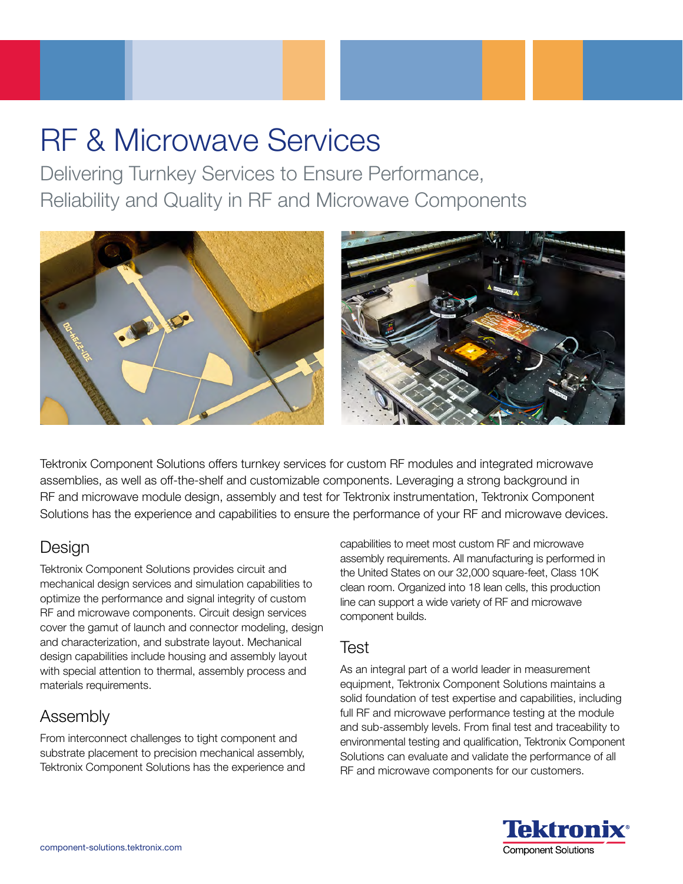# RF & Microwave Services

## Delivering Turnkey Services to Ensure Performance, Reliability and Quality in RF and Microwave Components

Tektronix Component Solutions offers turnkey services for custom RF modules and integrated microwave assemblies, as well as off-the-shelf and customizable components. Leveraging a strong background in RF and microwave module design, assembly and test for Tektronix instrumentation, Tektronix Component Solutions has the experience and capabilities to ensure the performance of your RF and microwave devices.

### Design

Tektronix Component Solutions provides circuit and mechanical design services and simulation capabilities to optimize the performance and signal integrity of custom RF and microwave components. Circuit design services cover the gamut of launch and connector modeling, design and characterization, and substrate layout. Mechanical design capabilities include housing and assembly layout with special attention to thermal, assembly process and materials requirements.

### Assembly

From interconnect challenges to tight component and substrate placement to precision mechanical assembly, Tektronix Component Solutions has the experience and capabilities to meet most custom RF and microwave assembly requirements. All manufacturing is performed in the United States on our 32,000 square-feet, Class 10K clean room. Organized into 18 lean cells, this production line can support a wide variety of RF and microwave component builds.

### Test

As an integral part of a world leader in measurement equipment, Tektronix Component Solutions maintains a solid foundation of test expertise and capabilities, including full RF and microwave performance testing at the module and sub-assembly levels. From final test and traceability to environmental testing and qualification, Tektronix Component Solutions can evaluate and validate the performance of all RF and microwave components for our customers.

component-solutions.tektronix.com

Tektronix® Component Solutions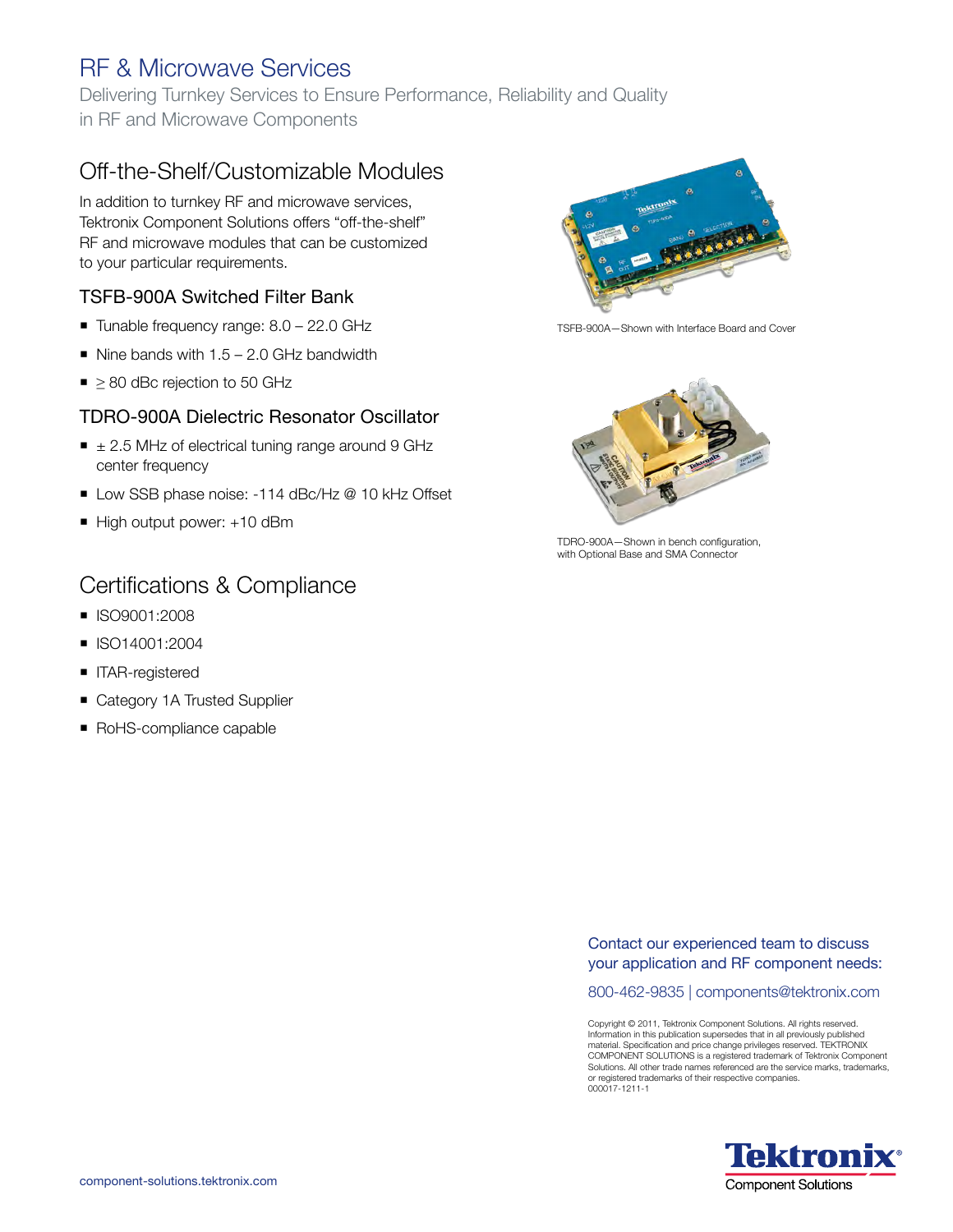# RF & Microwave Services

Delivering Turnkey Services to Ensure Performance, Reliability and Quality in RF and Microwave Components

## Off-the-Shelf/Customizable Modules

In addition to turnkey RF and microwave services, Tektronix Component Solutions offers "off-the-shelf" RF and microwave modules that can be customized to your particular requirements.

### TSFB-900A Switched Filter Bank

- Tunable frequency range: 8.0 – 22.0 GHz
- Nine bands with 1.5 – 2.0 GHz bandwidth
- ≥ 80 dBc rejection to 50 GHz

TSFB-900A—Shown with Interface Board and Cover

### TDRO-900A Dielectric Resonator Oscillator

- ± 2.5 MHz of electrical tuning range around 9 GHz center frequency
- Low SSB phase noise: -114 dBc/Hz @ 10 kHz Offset
- High output power: +10 dBm

TDRO-900A—Shown in bench configuration, with Optional Base and SMA Connector

## Certifications & Compliance

- ISO9001:2008
- ISO14001:2004
- ITAR-registered
- Category 1A Trusted Supplier
- RoHS-compliance capable

Contact our experienced team to discuss your application and RF component needs:

800-462-9835 | components@tektronix.com

Copyright © 2011, Tektronix Component Solutions. All rights reserved. Information in this publication supersedes that in all previously published material. Specification and price change privileges reserved. TEKTRONIX COMPONENT SOLUTIONS is a registered trademark of Tektronix Component Solutions. All other trade names referenced are the service marks, trademarks, or registered trademarks of their respective companies.
000017-1211-1

component-solutions.tektronix.com

Tektronix® Component Solutions